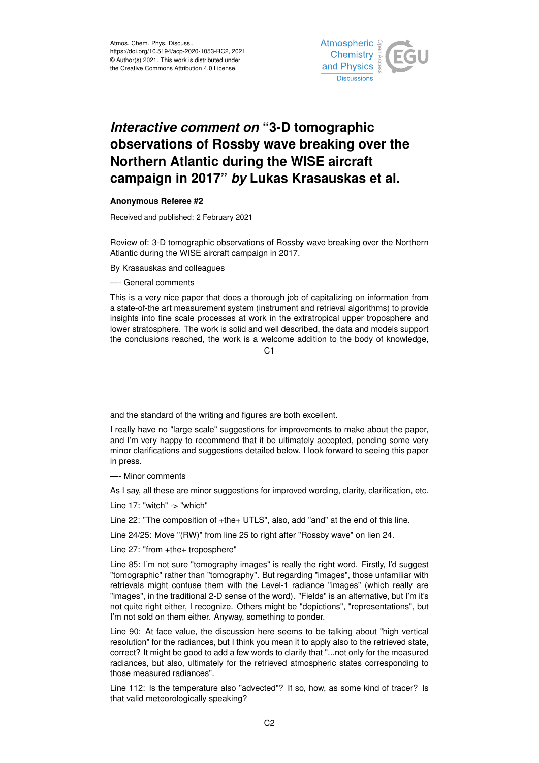Atmos. Chem. Phys. Discuss.,
https://doi.org/10.5194/acp-2020-1053-RC2, 2021
© Author(s) 2021. This work is distributed under
the Creative Commons Attribution 4.0 License.

# *Interactive comment on* "3-D tomographic observations of Rossby wave breaking over the Northern Atlantic during the WISE aircraft campaign in 2017" *by* Lukas Krasauskas et al.

**Anonymous Referee #2**

Received and published: 2 February 2021

Review of: 3-D tomographic observations of Rossby wave breaking over the Northern Atlantic during the WISE aircraft campaign in 2017.

By Krasauskas and colleagues

—- General comments

This is a very nice paper that does a thorough job of capitalizing on information from a state-of-the art measurement system (instrument and retrieval algorithms) to provide insights into fine scale processes at work in the extratropical upper troposphere and lower stratosphere. The work is solid and well described, the data and models support the conclusions reached, the work is a welcome addition to the body of knowledge, and the standard of the writing and figures are both excellent.

I really have no "large scale" suggestions for improvements to make about the paper, and I'm very happy to recommend that it be ultimately accepted, pending some very minor clarifications and suggestions detailed below. I look forward to seeing this paper in press.

—- Minor comments

As I say, all these are minor suggestions for improved wording, clarity, clarification, etc.

Line 17: "witch" -> "which"

Line 22: "The composition of +the+ UTLS", also, add "and" at the end of this line.

Line 24/25: Move "(RW)" from line 25 to right after "Rossby wave" on lien 24.

Line 27: "from +the+ troposphere"

Line 85: I'm not sure "tomography images" is really the right word. Firstly, I'd suggest "tomographic" rather than "tomography". But regarding "images", those unfamiliar with retrievals might confuse them with the Level-1 radiance "images" (which really are "images", in the traditional 2-D sense of the word). "Fields" is an alternative, but I'm it's not quite right either, I recognize. Others might be "depictions", "representations", but I'm not sold on them either. Anyway, something to ponder.

Line 90: At face value, the discussion here seems to be talking about "high vertical resolution" for the radiances, but I think you mean it to apply also to the retrieved state, correct? It might be good to add a few words to clarify that "...not only for the measured radiances, but also, ultimately for the retrieved atmospheric states corresponding to those measured radiances".

Line 112: Is the temperature also "advected"? If so, how, as some kind of tracer? Is that valid meteorologically speaking?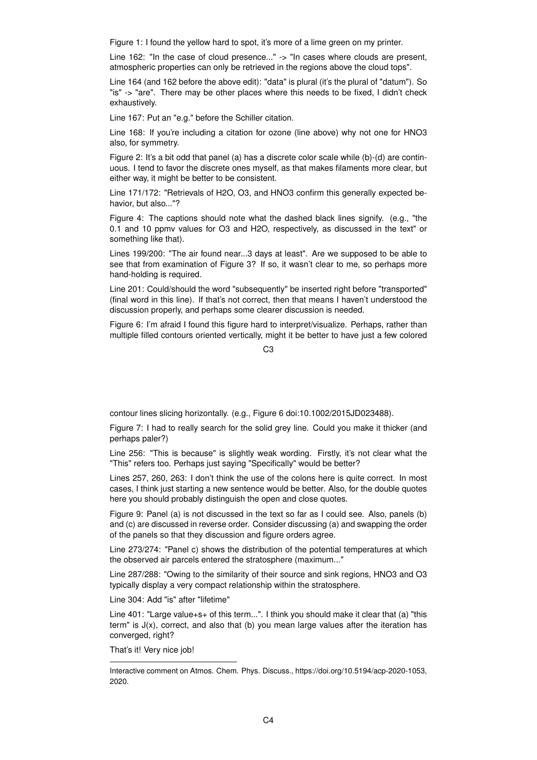Figure 1: I found the yellow hard to spot, it's more of a lime green on my printer.

Line 162: "In the case of cloud presence..." -> "In cases where clouds are present, atmospheric properties can only be retrieved in the regions above the cloud tops".

Line 164 (and 162 before the above edit): "data" is plural (it's the plural of "datum"). So "is" -> "are". There may be other places where this needs to be fixed, I didn't check exhaustively.

Line 167: Put an "e.g." before the Schiller citation.

Line 168: If you're including a citation for ozone (line above) why not one for HNO3 also, for symmetry.

Figure 2: It's a bit odd that panel (a) has a discrete color scale while (b)-(d) are continuous. I tend to favor the discrete ones myself, as that makes filaments more clear, but either way, it might be better to be consistent.

Line 171/172: "Retrievals of H2O, O3, and HNO3 confirm this generally expected behavior, but also..."?

Figure 4: The captions should note what the dashed black lines signify. (e.g., "the 0.1 and 10 ppmv values for O3 and H2O, respectively, as discussed in the text" or something like that).

Lines 199/200: "The air found near...3 days at least". Are we supposed to be able to see that from examination of Figure 3? If so, it wasn't clear to me, so perhaps more hand-holding is required.

Line 201: Could/should the word "subsequently" be inserted right before "transported" (final word in this line). If that's not correct, then that means I haven't understood the discussion properly, and perhaps some clearer discussion is needed.

Figure 6: I'm afraid I found this figure hard to interpret/visualize. Perhaps, rather than multiple filled contours oriented vertically, might it be better to have just a few colored contour lines slicing horizontally. (e.g., Figure 6 doi:10.1002/2015JD023488).

Figure 7: I had to really search for the solid grey line. Could you make it thicker (and perhaps paler?)

Line 256: "This is because" is slightly weak wording. Firstly, it's not clear what the "This" refers too. Perhaps just saying "Specifically" would be better?

Lines 257, 260, 263: I don't think the use of the colons here is quite correct. In most cases, I think just starting a new sentence would be better. Also, for the double quotes here you should probably distinguish the open and close quotes.

Figure 9: Panel (a) is not discussed in the text so far as I could see. Also, panels (b) and (c) are discussed in reverse order. Consider discussing (a) and swapping the order of the panels so that they discussion and figure orders agree.

Line 273/274: "Panel c) shows the distribution of the potential temperatures at which the observed air parcels entered the stratosphere (maximum..."

Line 287/288: "Owing to the similarity of their source and sink regions, HNO3 and O3 typically display a very compact relationship within the stratosphere.

Line 304: Add "is" after "lifetime"

Line 401: "Large value+s+ of this term...". I think you should make it clear that (a) "this term" is J(x), correct, and also that (b) you mean large values after the iteration has converged, right?

That's it! Very nice job!

---

Interactive comment on Atmos. Chem. Phys. Discuss., https://doi.org/10.5194/acp-2020-1053, 2020.